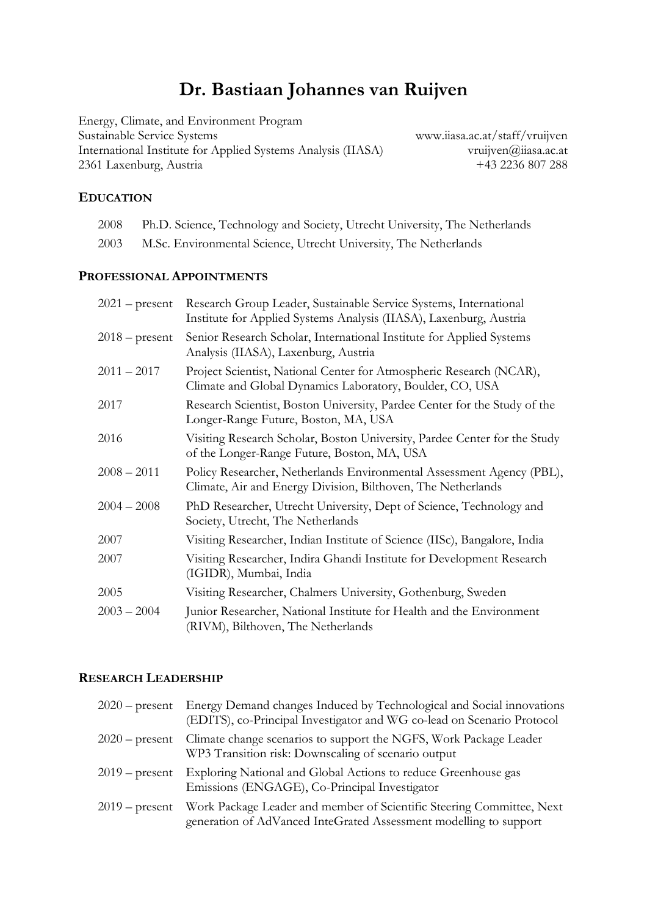# Dr. Bastiaan Johannes van Ruijven

Energy, Climate, and Environment Program
Sustainable Service Systems
International Institute for Applied Systems Analysis (IIASA)
2361 Laxenburg, Austria

www.iiasa.ac.at/staff/vruijven
vruijven@iiasa.ac.at
+43 2236 807 288

## EDUCATION

| | |
|---|---|
| 2008 | Ph.D. Science, Technology and Society, Utrecht University, The Netherlands |
| 2003 | M.Sc. Environmental Science, Utrecht University, The Netherlands |

## PROFESSIONAL APPOINTMENTS

| | |
|---|---|
| 2021 – present | Research Group Leader, Sustainable Service Systems, International Institute for Applied Systems Analysis (IIASA), Laxenburg, Austria |
| 2018 – present | Senior Research Scholar, International Institute for Applied Systems Analysis (IIASA), Laxenburg, Austria |
| 2011 – 2017 | Project Scientist, National Center for Atmospheric Research (NCAR), Climate and Global Dynamics Laboratory, Boulder, CO, USA |
| 2017 | Research Scientist, Boston University, Pardee Center for the Study of the Longer-Range Future, Boston, MA, USA |
| 2016 | Visiting Research Scholar, Boston University, Pardee Center for the Study of the Longer-Range Future, Boston, MA, USA |
| 2008 – 2011 | Policy Researcher, Netherlands Environmental Assessment Agency (PBL), Climate, Air and Energy Division, Bilthoven, The Netherlands |
| 2004 – 2008 | PhD Researcher, Utrecht University, Dept of Science, Technology and Society, Utrecht, The Netherlands |
| 2007 | Visiting Researcher, Indian Institute of Science (IISc), Bangalore, India |
| 2007 | Visiting Researcher, Indira Ghandi Institute for Development Research (IGIDR), Mumbai, India |
| 2005 | Visiting Researcher, Chalmers University, Gothenburg, Sweden |
| 2003 – 2004 | Junior Researcher, National Institute for Health and the Environment (RIVM), Bilthoven, The Netherlands |

## RESEARCH LEADERSHIP

| | |
|---|---|
| 2020 – present | Energy Demand changes Induced by Technological and Social innovations (EDITS), co-Principal Investigator and WG co-lead on Scenario Protocol |
| 2020 – present | Climate change scenarios to support the NGFS, Work Package Leader WP3 Transition risk: Downscaling of scenario output |
| 2019 – present | Exploring National and Global Actions to reduce Greenhouse gas Emissions (ENGAGE), Co-Principal Investigator |
| 2019 – present | Work Package Leader and member of Scientific Steering Committee, Next generation of AdVanced InteGrated Assessment modelling to support |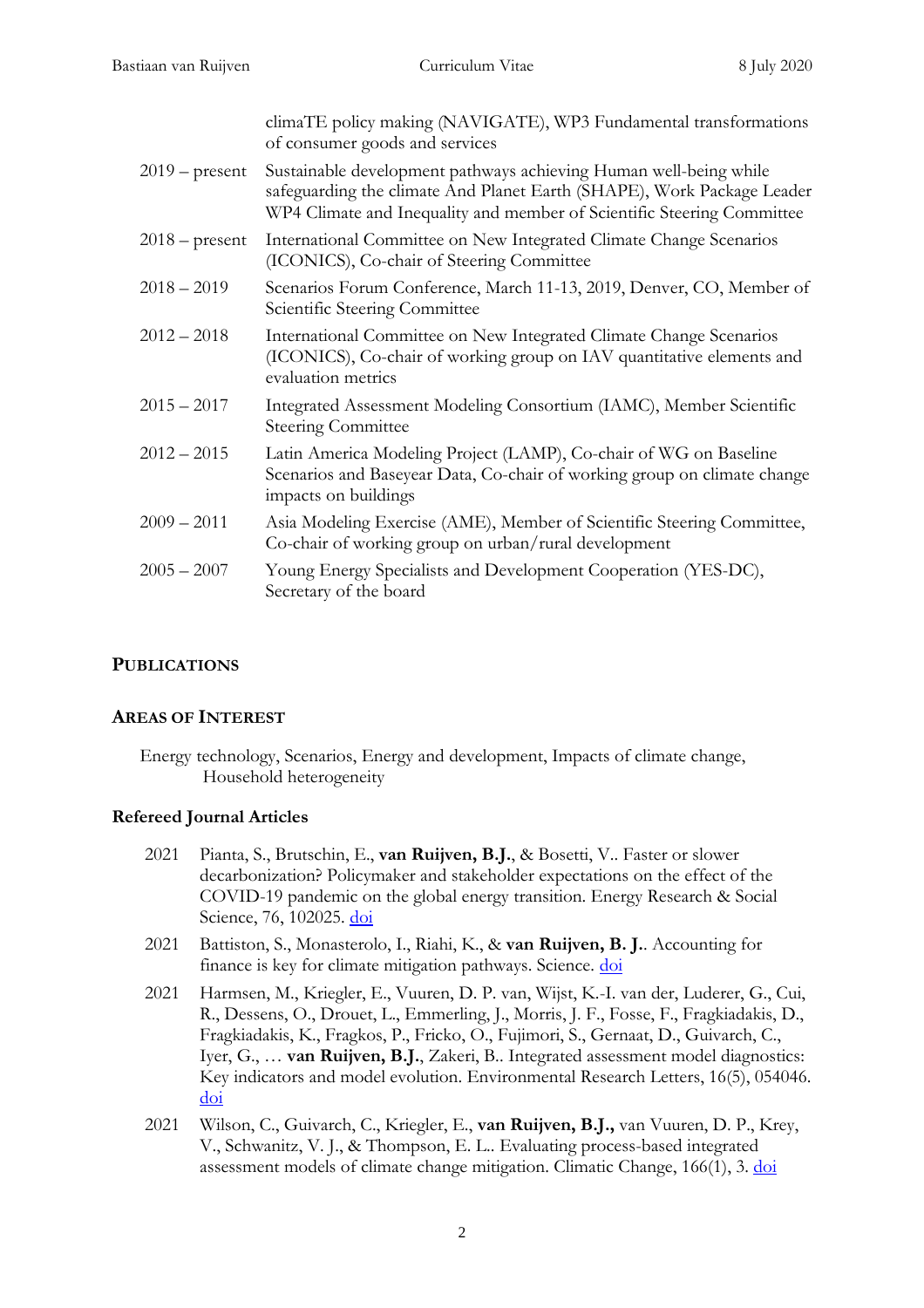| | |
|---|---|
| | climaTE policy making (NAVIGATE), WP3 Fundamental transformations of consumer goods and services |
| 2019 – present | Sustainable development pathways achieving Human well-being while safeguarding the climate And Planet Earth (SHAPE), Work Package Leader WP4 Climate and Inequality and member of Scientific Steering Committee |
| 2018 – present | International Committee on New Integrated Climate Change Scenarios (ICONICS), Co-chair of Steering Committee |
| 2018 – 2019 | Scenarios Forum Conference, March 11-13, 2019, Denver, CO, Member of Scientific Steering Committee |
| 2012 – 2018 | International Committee on New Integrated Climate Change Scenarios (ICONICS), Co-chair of working group on IAV quantitative elements and evaluation metrics |
| 2015 – 2017 | Integrated Assessment Modeling Consortium (IAMC), Member Scientific Steering Committee |
| 2012 – 2015 | Latin America Modeling Project (LAMP), Co-chair of WG on Baseline Scenarios and Baseyear Data, Co-chair of working group on climate change impacts on buildings |
| 2009 – 2011 | Asia Modeling Exercise (AME), Member of Scientific Steering Committee, Co-chair of working group on urban/rural development |
| 2005 – 2007 | Young Energy Specialists and Development Cooperation (YES-DC), Secretary of the board |

## PUBLICATIONS

## AREAS OF INTEREST

Energy technology, Scenarios, Energy and development, Impacts of climate change, Household heterogeneity

### Refereed Journal Articles

2021 Pianta, S., Brutschin, E., **van Ruijven, B.J.**, & Bosetti, V.. Faster or slower decarbonization? Policymaker and stakeholder expectations on the effect of the COVID-19 pandemic on the global energy transition. Energy Research & Social Science, 76, 102025. doi

2021 Battiston, S., Monasterolo, I., Riahi, K., & **van Ruijven, B. J.**. Accounting for finance is key for climate mitigation pathways. Science. doi

2021 Harmsen, M., Kriegler, E., Vuuren, D. P. van, Wijst, K.-I. van der, Luderer, G., Cui, R., Dessens, O., Drouet, L., Emmerling, J., Morris, J. F., Fosse, F., Fragkiadakis, D., Fragkiadakis, K., Fragkos, P., Fricko, O., Fujimori, S., Gernaat, D., Guivarch, C., Iyer, G., … **van Ruijven, B.J.**, Zakeri, B.. Integrated assessment model diagnostics: Key indicators and model evolution. Environmental Research Letters, 16(5), 054046. doi

2021 Wilson, C., Guivarch, C., Kriegler, E., **van Ruijven, B.J.,** van Vuuren, D. P., Krey, V., Schwanitz, V. J., & Thompson, E. L.. Evaluating process-based integrated assessment models of climate change mitigation. Climatic Change, 166(1), 3. doi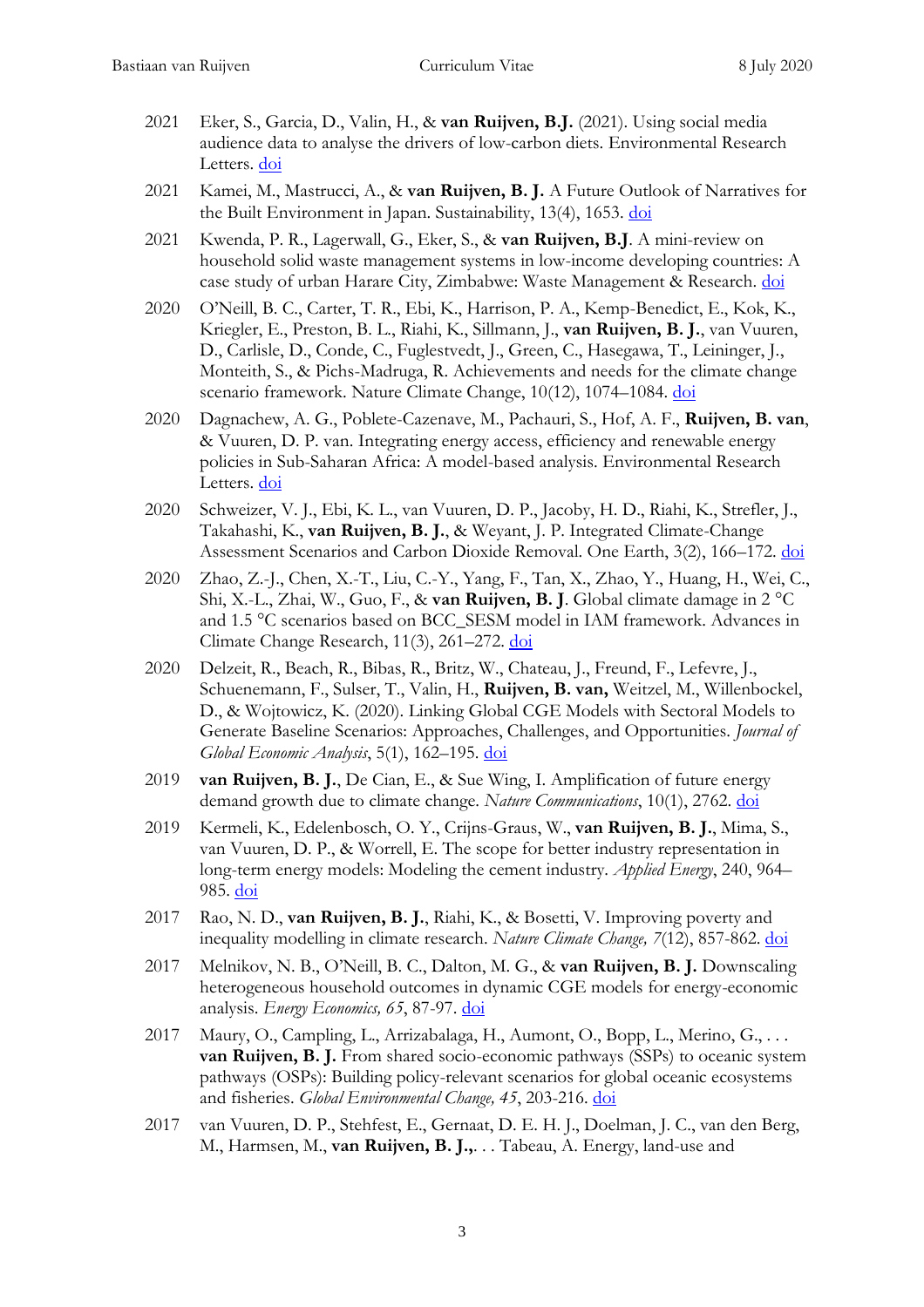2021 Eker, S., Garcia, D., Valin, H., & **van Ruijven, B.J.** (2021). Using social media audience data to analyse the drivers of low-carbon diets. Environmental Research Letters. doi

2021 Kamei, M., Mastrucci, A., & **van Ruijven, B. J.** A Future Outlook of Narratives for the Built Environment in Japan. Sustainability, 13(4), 1653. doi

2021 Kwenda, P. R., Lagerwall, G., Eker, S., & **van Ruijven, B.J**. A mini-review on household solid waste management systems in low-income developing countries: A case study of urban Harare City, Zimbabwe: Waste Management & Research. doi

2020 O'Neill, B. C., Carter, T. R., Ebi, K., Harrison, P. A., Kemp-Benedict, E., Kok, K., Kriegler, E., Preston, B. L., Riahi, K., Sillmann, J., **van Ruijven, B. J.**, van Vuuren, D., Carlisle, D., Conde, C., Fuglestvedt, J., Green, C., Hasegawa, T., Leininger, J., Monteith, S., & Pichs-Madruga, R. Achievements and needs for the climate change scenario framework. Nature Climate Change, 10(12), 1074–1084. doi

2020 Dagnachew, A. G., Poblete-Cazenave, M., Pachauri, S., Hof, A. F., **Ruijven, B. van**, & Vuuren, D. P. van. Integrating energy access, efficiency and renewable energy policies in Sub-Saharan Africa: A model-based analysis. Environmental Research Letters. doi

2020 Schweizer, V. J., Ebi, K. L., van Vuuren, D. P., Jacoby, H. D., Riahi, K., Strefler, J., Takahashi, K., **van Ruijven, B. J.**, & Weyant, J. P. Integrated Climate-Change Assessment Scenarios and Carbon Dioxide Removal. One Earth, 3(2), 166–172. doi

2020 Zhao, Z.-J., Chen, X.-T., Liu, C.-Y., Yang, F., Tan, X., Zhao, Y., Huang, H., Wei, C., Shi, X.-L., Zhai, W., Guo, F., & **van Ruijven, B. J**. Global climate damage in 2 °C and 1.5 °C scenarios based on BCC_SESM model in IAM framework. Advances in Climate Change Research, 11(3), 261–272. doi

2020 Delzeit, R., Beach, R., Bibas, R., Britz, W., Chateau, J., Freund, F., Lefevre, J., Schuenemann, F., Sulser, T., Valin, H., **Ruijven, B. van,** Weitzel, M., Willenbockel, D., & Wojtowicz, K. (2020). Linking Global CGE Models with Sectoral Models to Generate Baseline Scenarios: Approaches, Challenges, and Opportunities. *Journal of Global Economic Analysis*, 5(1), 162–195. doi

2019 **van Ruijven, B. J.**, De Cian, E., & Sue Wing, I. Amplification of future energy demand growth due to climate change. *Nature Communications*, 10(1), 2762. doi

2019 Kermeli, K., Edelenbosch, O. Y., Crijns-Graus, W., **van Ruijven, B. J.**, Mima, S., van Vuuren, D. P., & Worrell, E. The scope for better industry representation in long-term energy models: Modeling the cement industry. *Applied Energy*, 240, 964–985. doi

2017 Rao, N. D., **van Ruijven, B. J.**, Riahi, K., & Bosetti, V. Improving poverty and inequality modelling in climate research. *Nature Climate Change, 7*(12), 857-862. doi

2017 Melnikov, N. B., O'Neill, B. C., Dalton, M. G., & **van Ruijven, B. J.** Downscaling heterogeneous household outcomes in dynamic CGE models for energy-economic analysis. *Energy Economics, 65*, 87-97. doi

2017 Maury, O., Campling, L., Arrizabalaga, H., Aumont, O., Bopp, L., Merino, G., . . . **van Ruijven, B. J.** From shared socio-economic pathways (SSPs) to oceanic system pathways (OSPs): Building policy-relevant scenarios for global oceanic ecosystems and fisheries. *Global Environmental Change, 45*, 203-216. doi

2017 van Vuuren, D. P., Stehfest, E., Gernaat, D. E. H. J., Doelman, J. C., van den Berg, M., Harmsen, M., **van Ruijven, B. J.,**. . . Tabeau, A. Energy, land-use and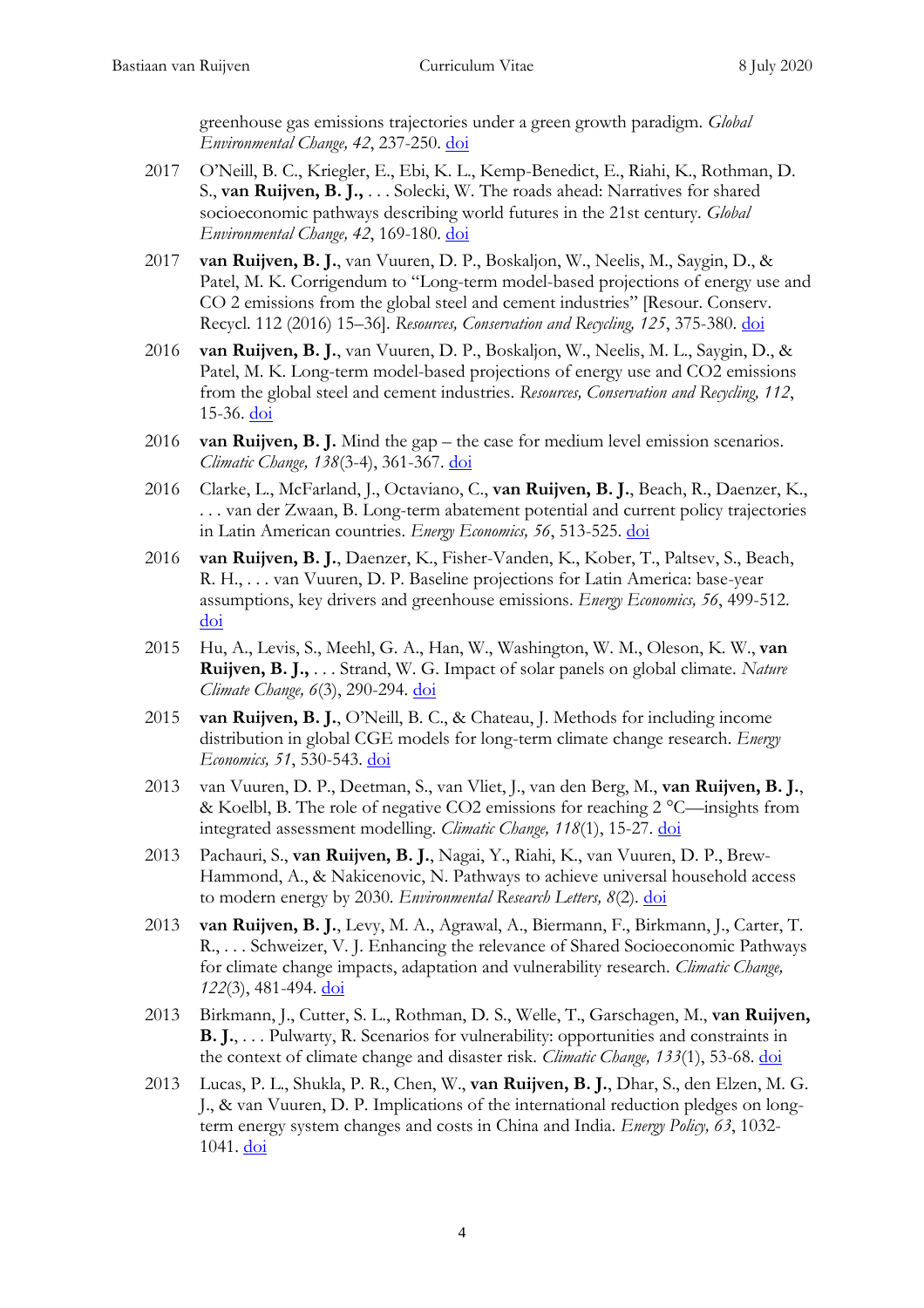greenhouse gas emissions trajectories under a green growth paradigm. *Global Environmental Change, 42*, 237-250. [doi](#)

2017 O'Neill, B. C., Kriegler, E., Ebi, K. L., Kemp-Benedict, E., Riahi, K., Rothman, D. S., **van Ruijven, B. J.,** . . . Solecki, W. The roads ahead: Narratives for shared socioeconomic pathways describing world futures in the 21st century. *Global Environmental Change, 42*, 169-180. [doi](#)

2017 **van Ruijven, B. J.**, van Vuuren, D. P., Boskaljon, W., Neelis, M., Saygin, D., & Patel, M. K. Corrigendum to "Long-term model-based projections of energy use and CO 2 emissions from the global steel and cement industries" [Resour. Conserv. Recycl. 112 (2016) 15–36]. *Resources, Conservation and Recycling, 125*, 375-380. [doi](#)

2016 **van Ruijven, B. J.**, van Vuuren, D. P., Boskaljon, W., Neelis, M. L., Saygin, D., & Patel, M. K. Long-term model-based projections of energy use and $CO_2$ emissions from the global steel and cement industries. *Resources, Conservation and Recycling, 112*, 15-36. [doi](#)

2016 **van Ruijven, B. J.** Mind the gap – the case for medium level emission scenarios. *Climatic Change, 138*(3-4), 361-367. [doi](#)

2016 Clarke, L., McFarland, J., Octaviano, C., **van Ruijven, B. J.**, Beach, R., Daenzer, K., . . . van der Zwaan, B. Long-term abatement potential and current policy trajectories in Latin American countries. *Energy Economics, 56*, 513-525. [doi](#)

2016 **van Ruijven, B. J.**, Daenzer, K., Fisher-Vanden, K., Kober, T., Paltsev, S., Beach, R. H., . . . van Vuuren, D. P. Baseline projections for Latin America: base-year assumptions, key drivers and greenhouse emissions. *Energy Economics, 56*, 499-512. [doi](#)

2015 Hu, A., Levis, S., Meehl, G. A., Han, W., Washington, W. M., Oleson, K. W., **van Ruijven, B. J.,** . . . Strand, W. G. Impact of solar panels on global climate. *Nature Climate Change, 6*(3), 290-294. [doi](#)

2015 **van Ruijven, B. J.**, O'Neill, B. C., & Chateau, J. Methods for including income distribution in global CGE models for long-term climate change research. *Energy Economics, 51*, 530-543. [doi](#)

2013 van Vuuren, D. P., Deetman, S., van Vliet, J., van den Berg, M., **van Ruijven, B. J.**, & Koelbl, B. The role of negative $CO_2$ emissions for reaching 2 °C—insights from integrated assessment modelling. *Climatic Change, 118*(1), 15-27. [doi](#)

2013 Pachauri, S., **van Ruijven, B. J.**, Nagai, Y., Riahi, K., van Vuuren, D. P., Brew-Hammond, A., & Nakicenovic, N. Pathways to achieve universal household access to modern energy by 2030. *Environmental Research Letters, 8*(2). [doi](#)

2013 **van Ruijven, B. J.**, Levy, M. A., Agrawal, A., Biermann, F., Birkmann, J., Carter, T. R., . . . Schweizer, V. J. Enhancing the relevance of Shared Socioeconomic Pathways for climate change impacts, adaptation and vulnerability research. *Climatic Change, 122*(3), 481-494. [doi](#)

2013 Birkmann, J., Cutter, S. L., Rothman, D. S., Welle, T., Garschagen, M., **van Ruijven, B. J.**, . . . Pulwarty, R. Scenarios for vulnerability: opportunities and constraints in the context of climate change and disaster risk. *Climatic Change, 133*(1), 53-68. [doi](#)

2013 Lucas, P. L., Shukla, P. R., Chen, W., **van Ruijven, B. J.**, Dhar, S., den Elzen, M. G. J., & van Vuuren, D. P. Implications of the international reduction pledges on long-term energy system changes and costs in China and India. *Energy Policy, 63*, 1032-1041. [doi](#)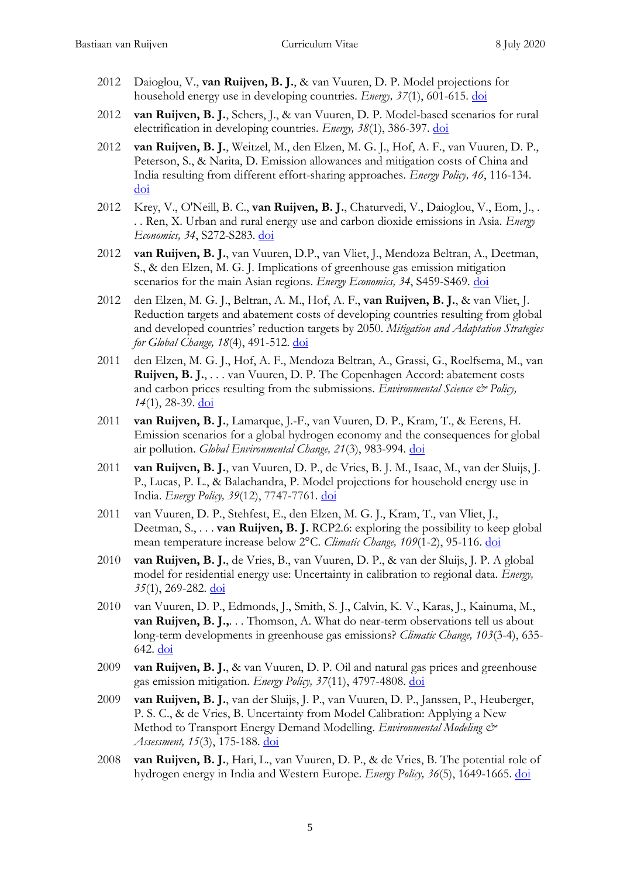2012 Daioglou, V., **van Ruijven, B. J.**, & van Vuuren, D. P. Model projections for household energy use in developing countries. *Energy, 37*(1), 601-615. doi

2012 **van Ruijven, B. J.**, Schers, J., & van Vuuren, D. P. Model-based scenarios for rural electrification in developing countries. *Energy, 38*(1), 386-397. doi

2012 **van Ruijven, B. J.**, Weitzel, M., den Elzen, M. G. J., Hof, A. F., van Vuuren, D. P., Peterson, S., & Narita, D. Emission allowances and mitigation costs of China and India resulting from different effort-sharing approaches. *Energy Policy, 46*, 116-134. doi

2012 Krey, V., O'Neill, B. C., **van Ruijven, B. J.**, Chaturvedi, V., Daioglou, V., Eom, J., . . . Ren, X. Urban and rural energy use and carbon dioxide emissions in Asia. *Energy Economics, 34*, S272-S283. doi

2012 **van Ruijven, B. J.**, van Vuuren, D.P., van Vliet, J., Mendoza Beltran, A., Deetman, S., & den Elzen, M. G. J. Implications of greenhouse gas emission mitigation scenarios for the main Asian regions. *Energy Economics, 34*, S459-S469. doi

2012 den Elzen, M. G. J., Beltran, A. M., Hof, A. F., **van Ruijven, B. J.**, & van Vliet, J. Reduction targets and abatement costs of developing countries resulting from global and developed countries' reduction targets by 2050. *Mitigation and Adaptation Strategies for Global Change, 18*(4), 491-512. doi

2011 den Elzen, M. G. J., Hof, A. F., Mendoza Beltran, A., Grassi, G., Roelfsema, M., van **Ruijven, B. J.**, . . . van Vuuren, D. P. The Copenhagen Accord: abatement costs and carbon prices resulting from the submissions. *Environmental Science & Policy, 14*(1), 28-39. doi

2011 **van Ruijven, B. J.**, Lamarque, J.-F., van Vuuren, D. P., Kram, T., & Eerens, H. Emission scenarios for a global hydrogen economy and the consequences for global air pollution. *Global Environmental Change, 21*(3), 983-994. doi

2011 **van Ruijven, B. J.**, van Vuuren, D. P., de Vries, B. J. M., Isaac, M., van der Sluijs, J. P., Lucas, P. L., & Balachandra, P. Model projections for household energy use in India. *Energy Policy, 39*(12), 7747-7761. doi

2011 van Vuuren, D. P., Stehfest, E., den Elzen, M. G. J., Kram, T., van Vliet, J., Deetman, S., . . . **van Ruijven, B. J.** RCP2.6: exploring the possibility to keep global mean temperature increase below 2°C. *Climatic Change, 109*(1-2), 95-116. doi

2010 **van Ruijven, B. J.**, de Vries, B., van Vuuren, D. P., & van der Sluijs, J. P. A global model for residential energy use: Uncertainty in calibration to regional data. *Energy, 35*(1), 269-282. doi

2010 van Vuuren, D. P., Edmonds, J., Smith, S. J., Calvin, K. V., Karas, J., Kainuma, M., **van Ruijven, B. J.**,. . . Thomson, A. What do near-term observations tell us about long-term developments in greenhouse gas emissions? *Climatic Change, 103*(3-4), 635-642. doi

2009 **van Ruijven, B. J.**, & van Vuuren, D. P. Oil and natural gas prices and greenhouse gas emission mitigation. *Energy Policy, 37*(11), 4797-4808. doi

2009 **van Ruijven, B. J.**, van der Sluijs, J. P., van Vuuren, D. P., Janssen, P., Heuberger, P. S. C., & de Vries, B. Uncertainty from Model Calibration: Applying a New Method to Transport Energy Demand Modelling. *Environmental Modeling & Assessment, 15*(3), 175-188. doi

2008 **van Ruijven, B. J.**, Hari, L., van Vuuren, D. P., & de Vries, B. The potential role of hydrogen energy in India and Western Europe. *Energy Policy, 36*(5), 1649-1665. doi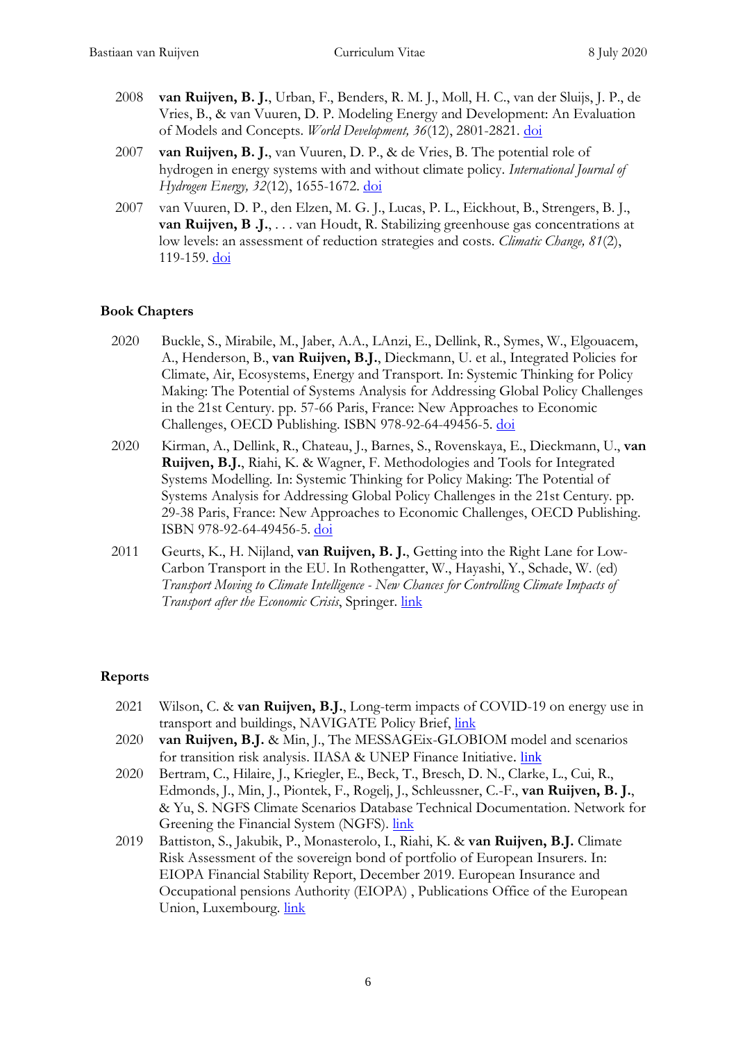2008 **van Ruijven, B. J.**, Urban, F., Benders, R. M. J., Moll, H. C., van der Sluijs, J. P., de Vries, B., & van Vuuren, D. P. Modeling Energy and Development: An Evaluation of Models and Concepts. *World Development, 36*(12), 2801-2821. doi

2007 **van Ruijven, B. J.**, van Vuuren, D. P., & de Vries, B. The potential role of hydrogen in energy systems with and without climate policy. *International Journal of Hydrogen Energy, 32*(12), 1655-1672. doi

2007 van Vuuren, D. P., den Elzen, M. G. J., Lucas, P. L., Eickhout, B., Strengers, B. J., **van Ruijven, B .J.**, . . . van Houdt, R. Stabilizing greenhouse gas concentrations at low levels: an assessment of reduction strategies and costs. *Climatic Change, 81*(2), 119-159. doi

## Book Chapters

2020 Buckle, S., Mirabile, M., Jaber, A.A., LAnzi, E., Dellink, R., Symes, W., Elgouacem, A., Henderson, B., **van Ruijven, B.J.**, Dieckmann, U. et al., Integrated Policies for Climate, Air, Ecosystems, Energy and Transport. In: Systemic Thinking for Policy Making: The Potential of Systems Analysis for Addressing Global Policy Challenges in the 21st Century. pp. 57-66 Paris, France: New Approaches to Economic Challenges, OECD Publishing. ISBN 978-92-64-49456-5. doi

2020 Kirman, A., Dellink, R., Chateau, J., Barnes, S., Rovenskaya, E., Dieckmann, U., **van Ruijven, B.J.**, Riahi, K. & Wagner, F. Methodologies and Tools for Integrated Systems Modelling. In: Systemic Thinking for Policy Making: The Potential of Systems Analysis for Addressing Global Policy Challenges in the 21st Century. pp. 29-38 Paris, France: New Approaches to Economic Challenges, OECD Publishing. ISBN 978-92-64-49456-5. doi

2011 Geurts, K., H. Nijland, **van Ruijven, B. J.**, Getting into the Right Lane for Low-Carbon Transport in the EU. In Rothengatter, W., Hayashi, Y., Schade, W. (ed) *Transport Moving to Climate Intelligence - New Chances for Controlling Climate Impacts of Transport after the Economic Crisis*, Springer. link

## Reports

2021 Wilson, C. & **van Ruijven, B.J.**, Long-term impacts of COVID-19 on energy use in transport and buildings, NAVIGATE Policy Brief, link

2020 **van Ruijven, B.J.** & Min, J., The MESSAGEix-GLOBIOM model and scenarios for transition risk analysis. IIASA & UNEP Finance Initiative. link

2020 Bertram, C., Hilaire, J., Kriegler, E., Beck, T., Bresch, D. N., Clarke, L., Cui, R., Edmonds, J., Min, J., Piontek, F., Rogelj, J., Schleussner, C.-F., **van Ruijven, B. J.**, & Yu, S. NGFS Climate Scenarios Database Technical Documentation. Network for Greening the Financial System (NGFS). link

2019 Battiston, S., Jakubik, P., Monasterolo, I., Riahi, K. & **van Ruijven, B.J.** Climate Risk Assessment of the sovereign bond of portfolio of European Insurers. In: EIOPA Financial Stability Report, December 2019. European Insurance and Occupational pensions Authority (EIOPA) , Publications Office of the European Union, Luxembourg. link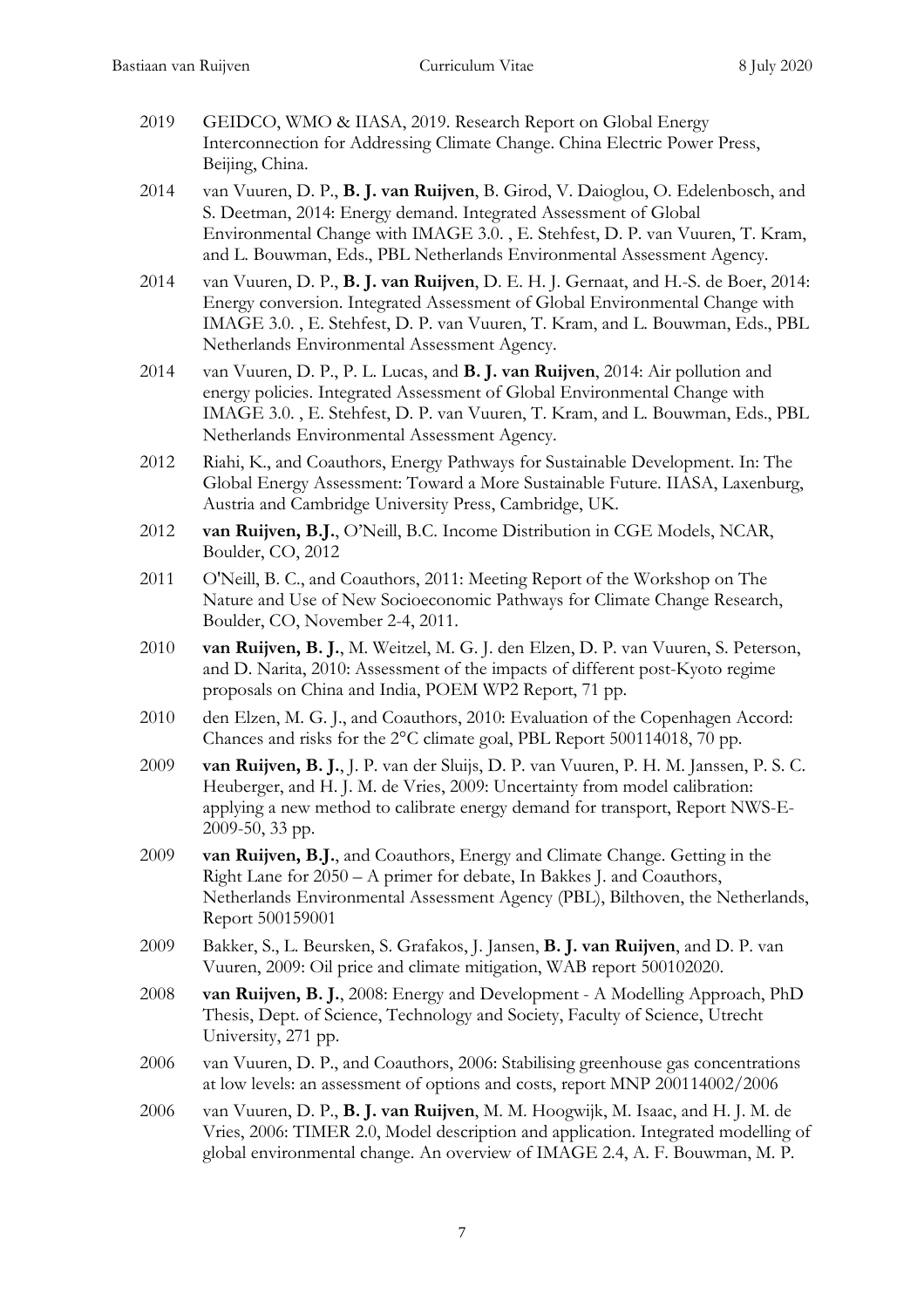2019 GEIDCO, WMO & IIASA, 2019. Research Report on Global Energy Interconnection for Addressing Climate Change. China Electric Power Press, Beijing, China.

2014 van Vuuren, D. P., **B. J. van Ruijven**, B. Girod, V. Daioglou, O. Edelenbosch, and S. Deetman, 2014: Energy demand. Integrated Assessment of Global Environmental Change with IMAGE 3.0. , E. Stehfest, D. P. van Vuuren, T. Kram, and L. Bouwman, Eds., PBL Netherlands Environmental Assessment Agency.

2014 van Vuuren, D. P., **B. J. van Ruijven**, D. E. H. J. Gernaat, and H.-S. de Boer, 2014: Energy conversion. Integrated Assessment of Global Environmental Change with IMAGE 3.0. , E. Stehfest, D. P. van Vuuren, T. Kram, and L. Bouwman, Eds., PBL Netherlands Environmental Assessment Agency.

2014 van Vuuren, D. P., P. L. Lucas, and **B. J. van Ruijven**, 2014: Air pollution and energy policies. Integrated Assessment of Global Environmental Change with IMAGE 3.0. , E. Stehfest, D. P. van Vuuren, T. Kram, and L. Bouwman, Eds., PBL Netherlands Environmental Assessment Agency.

2012 Riahi, K., and Coauthors, Energy Pathways for Sustainable Development. In: The Global Energy Assessment: Toward a More Sustainable Future. IIASA, Laxenburg, Austria and Cambridge University Press, Cambridge, UK.

2012 **van Ruijven, B.J.**, O'Neill, B.C. Income Distribution in CGE Models, NCAR, Boulder, CO, 2012

2011 O'Neill, B. C., and Coauthors, 2011: Meeting Report of the Workshop on The Nature and Use of New Socioeconomic Pathways for Climate Change Research, Boulder, CO, November 2-4, 2011.

2010 **van Ruijven, B. J.**, M. Weitzel, M. G. J. den Elzen, D. P. van Vuuren, S. Peterson, and D. Narita, 2010: Assessment of the impacts of different post-Kyoto regime proposals on China and India, POEM WP2 Report, 71 pp.

2010 den Elzen, M. G. J., and Coauthors, 2010: Evaluation of the Copenhagen Accord: Chances and risks for the 2°C climate goal, PBL Report 500114018, 70 pp.

2009 **van Ruijven, B. J.**, J. P. van der Sluijs, D. P. van Vuuren, P. H. M. Janssen, P. S. C. Heuberger, and H. J. M. de Vries, 2009: Uncertainty from model calibration: applying a new method to calibrate energy demand for transport, Report NWS-E-2009-50, 33 pp.

2009 **van Ruijven, B.J.**, and Coauthors, Energy and Climate Change. Getting in the Right Lane for 2050 – A primer for debate, In Bakkes J. and Coauthors, Netherlands Environmental Assessment Agency (PBL), Bilthoven, the Netherlands, Report 500159001

2009 Bakker, S., L. Beursken, S. Grafakos, J. Jansen, **B. J. van Ruijven**, and D. P. van Vuuren, 2009: Oil price and climate mitigation, WAB report 500102020.

2008 **van Ruijven, B. J.**, 2008: Energy and Development - A Modelling Approach, PhD Thesis, Dept. of Science, Technology and Society, Faculty of Science, Utrecht University, 271 pp.

2006 van Vuuren, D. P., and Coauthors, 2006: Stabilising greenhouse gas concentrations at low levels: an assessment of options and costs, report MNP 200114002/2006

2006 van Vuuren, D. P., **B. J. van Ruijven**, M. M. Hoogwijk, M. Isaac, and H. J. M. de Vries, 2006: TIMER 2.0, Model description and application. Integrated modelling of global environmental change. An overview of IMAGE 2.4, A. F. Bouwman, M. P.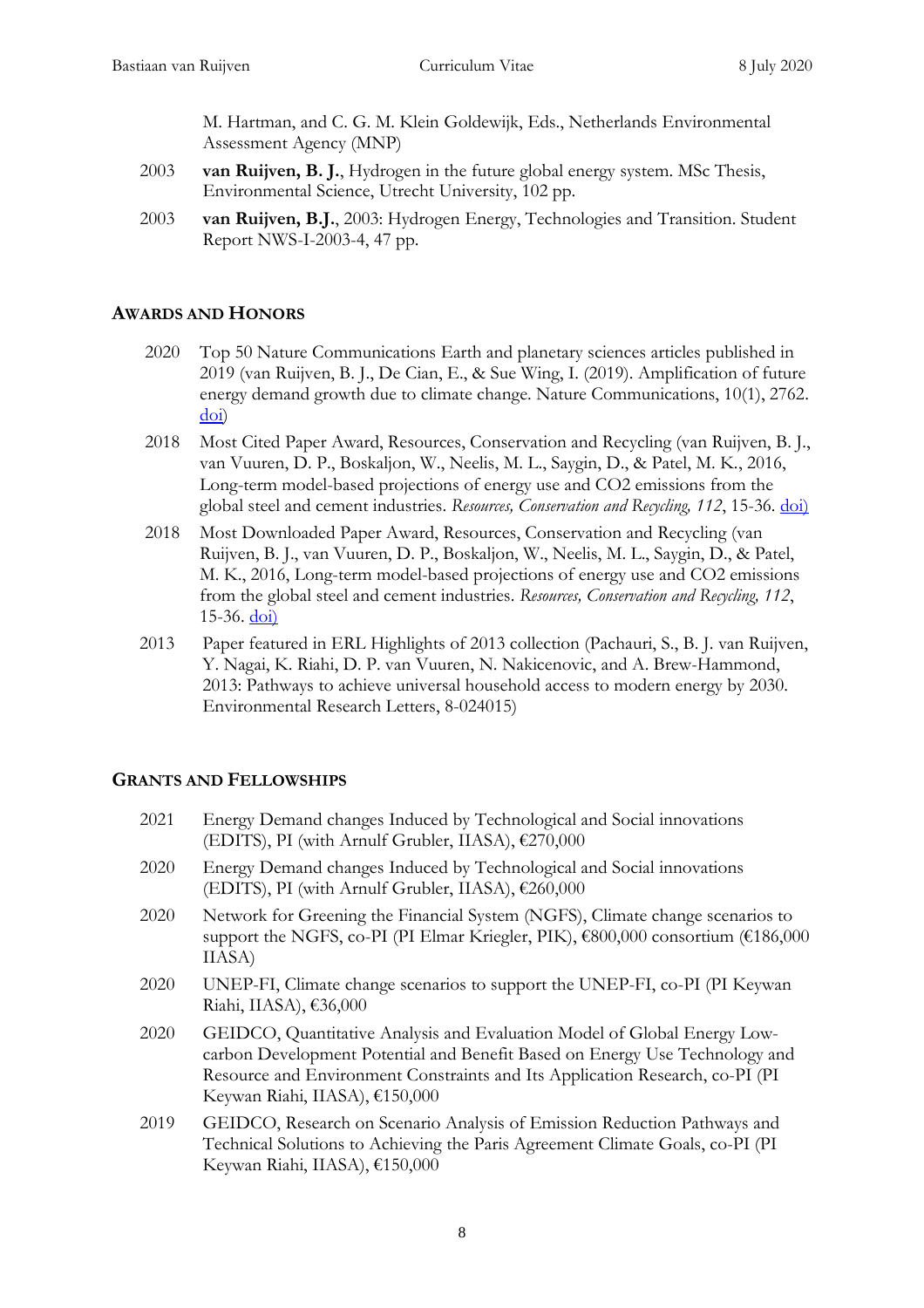M. Hartman, and C. G. M. Klein Goldewijk, Eds., Netherlands Environmental Assessment Agency (MNP)

2003 **van Ruijven, B. J**., Hydrogen in the future global energy system. MSc Thesis, Environmental Science, Utrecht University, 102 pp.

2003 **van Ruijven, B.J.**, 2003: Hydrogen Energy, Technologies and Transition. Student Report NWS-I-2003-4, 47 pp.

## AWARDS AND HONORS

2020 Top 50 Nature Communications Earth and planetary sciences articles published in 2019 (van Ruijven, B. J., De Cian, E., & Sue Wing, I. (2019). Amplification of future energy demand growth due to climate change. Nature Communications, 10(1), 2762. doi)

2018 Most Cited Paper Award, Resources, Conservation and Recycling (van Ruijven, B. J., van Vuuren, D. P., Boskaljon, W., Neelis, M. L., Saygin, D., & Patel, M. K., 2016, Long-term model-based projections of energy use and CO2 emissions from the global steel and cement industries. *Resources, Conservation and Recycling, 112*, 15-36. doi)

2018 Most Downloaded Paper Award, Resources, Conservation and Recycling (van Ruijven, B. J., van Vuuren, D. P., Boskaljon, W., Neelis, M. L., Saygin, D., & Patel, M. K., 2016, Long-term model-based projections of energy use and CO2 emissions from the global steel and cement industries. *Resources, Conservation and Recycling, 112*, 15-36. doi)

2013 Paper featured in ERL Highlights of 2013 collection (Pachauri, S., B. J. van Ruijven, Y. Nagai, K. Riahi, D. P. van Vuuren, N. Nakicenovic, and A. Brew-Hammond, 2013: Pathways to achieve universal household access to modern energy by 2030. Environmental Research Letters, 8-024015)

## GRANTS AND FELLOWSHIPS

2021 Energy Demand changes Induced by Technological and Social innovations (EDITS), PI (with Arnulf Grubler, IIASA), €270,000

2020 Energy Demand changes Induced by Technological and Social innovations (EDITS), PI (with Arnulf Grubler, IIASA), €260,000

2020 Network for Greening the Financial System (NGFS), Climate change scenarios to support the NGFS, co-PI (PI Elmar Kriegler, PIK), €800,000 consortium (€186,000 IIASA)

2020 UNEP-FI, Climate change scenarios to support the UNEP-FI, co-PI (PI Keywan Riahi, IIASA), €36,000

2020 GEIDCO, Quantitative Analysis and Evaluation Model of Global Energy Low-carbon Development Potential and Benefit Based on Energy Use Technology and Resource and Environment Constraints and Its Application Research, co-PI (PI Keywan Riahi, IIASA), €150,000

2019 GEIDCO, Research on Scenario Analysis of Emission Reduction Pathways and Technical Solutions to Achieving the Paris Agreement Climate Goals, co-PI (PI Keywan Riahi, IIASA), €150,000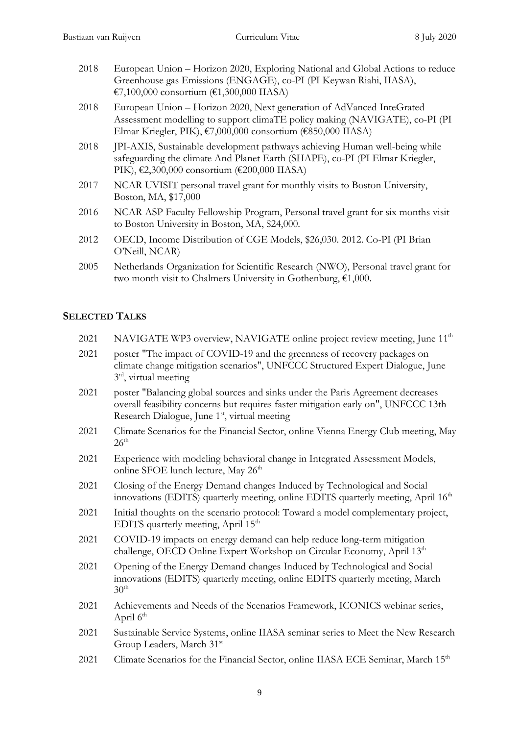2018 European Union – Horizon 2020, Exploring National and Global Actions to reduce Greenhouse gas Emissions (ENGAGE), co-PI (PI Keywan Riahi, IIASA), €7,100,000 consortium (€1,300,000 IIASA)

2018 European Union – Horizon 2020, Next generation of AdVanced InteGrated Assessment modelling to support climaTE policy making (NAVIGATE), co-PI (PI Elmar Kriegler, PIK), €7,000,000 consortium (€850,000 IIASA)

2018 JPI-AXIS, Sustainable development pathways achieving Human well-being while safeguarding the climate And Planet Earth (SHAPE), co-PI (PI Elmar Kriegler, PIK), €2,300,000 consortium (€200,000 IIASA)

2017 NCAR UVISIT personal travel grant for monthly visits to Boston University, Boston, MA, $17,000

2016 NCAR ASP Faculty Fellowship Program, Personal travel grant for six months visit to Boston University in Boston, MA, $24,000.

2012 OECD, Income Distribution of CGE Models, $26,030. 2012. Co-PI (PI Brian O'Neill, NCAR)

2005 Netherlands Organization for Scientific Research (NWO), Personal travel grant for two month visit to Chalmers University in Gothenburg, €1,000.

## SELECTED TALKS

2021 NAVIGATE WP3 overview, NAVIGATE online project review meeting, June 11th

2021 poster "The impact of COVID-19 and the greenness of recovery packages on climate change mitigation scenarios", UNFCCC Structured Expert Dialogue, June 3rd, virtual meeting

2021 poster "Balancing global sources and sinks under the Paris Agreement decreases overall feasibility concerns but requires faster mitigation early on", UNFCCC 13th Research Dialogue, June 1st, virtual meeting

2021 Climate Scenarios for the Financial Sector, online Vienna Energy Club meeting, May 26th

2021 Experience with modeling behavioral change in Integrated Assessment Models, online SFOE lunch lecture, May 26th

2021 Closing of the Energy Demand changes Induced by Technological and Social innovations (EDITS) quarterly meeting, online EDITS quarterly meeting, April 16th

2021 Initial thoughts on the scenario protocol: Toward a model complementary project, EDITS quarterly meeting, April 15th

2021 COVID-19 impacts on energy demand can help reduce long-term mitigation challenge, OECD Online Expert Workshop on Circular Economy, April 13th

2021 Opening of the Energy Demand changes Induced by Technological and Social innovations (EDITS) quarterly meeting, online EDITS quarterly meeting, March 30th

2021 Achievements and Needs of the Scenarios Framework, ICONICS webinar series, April 6th

2021 Sustainable Service Systems, online IIASA seminar series to Meet the New Research Group Leaders, March 31st

2021 Climate Scenarios for the Financial Sector, online IIASA ECE Seminar, March 15th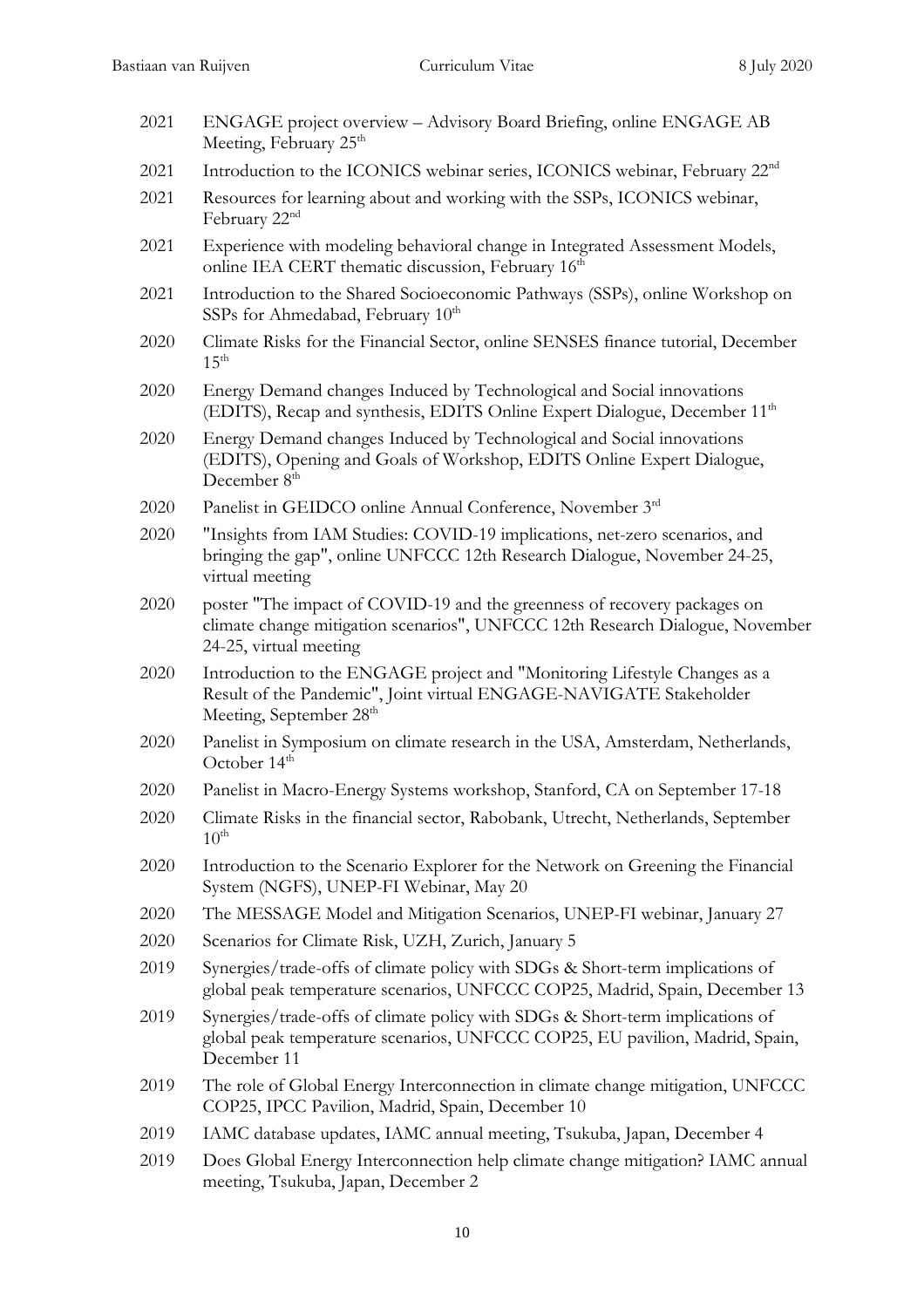2021 ENGAGE project overview – Advisory Board Briefing, online ENGAGE AB Meeting, February 25th

2021 Introduction to the ICONICS webinar series, ICONICS webinar, February 22nd

2021 Resources for learning about and working with the SSPs, ICONICS webinar, February 22nd

2021 Experience with modeling behavioral change in Integrated Assessment Models, online IEA CERT thematic discussion, February 16th

2021 Introduction to the Shared Socioeconomic Pathways (SSPs), online Workshop on SSPs for Ahmedabad, February 10th

2020 Climate Risks for the Financial Sector, online SENSES finance tutorial, December 15th

2020 Energy Demand changes Induced by Technological and Social innovations (EDITS), Recap and synthesis, EDITS Online Expert Dialogue, December 11th

2020 Energy Demand changes Induced by Technological and Social innovations (EDITS), Opening and Goals of Workshop, EDITS Online Expert Dialogue, December 8th

2020 Panelist in GEIDCO online Annual Conference, November 3rd

2020 "Insights from IAM Studies: COVID-19 implications, net-zero scenarios, and bringing the gap", online UNFCCC 12th Research Dialogue, November 24-25, virtual meeting

2020 poster "The impact of COVID-19 and the greenness of recovery packages on climate change mitigation scenarios", UNFCCC 12th Research Dialogue, November 24-25, virtual meeting

2020 Introduction to the ENGAGE project and "Monitoring Lifestyle Changes as a Result of the Pandemic", Joint virtual ENGAGE-NAVIGATE Stakeholder Meeting, September 28th

2020 Panelist in Symposium on climate research in the USA, Amsterdam, Netherlands, October 14th

2020 Panelist in Macro-Energy Systems workshop, Stanford, CA on September 17-18

2020 Climate Risks in the financial sector, Rabobank, Utrecht, Netherlands, September 10th

2020 Introduction to the Scenario Explorer for the Network on Greening the Financial System (NGFS), UNEP-FI Webinar, May 20

2020 The MESSAGE Model and Mitigation Scenarios, UNEP-FI webinar, January 27

2020 Scenarios for Climate Risk, UZH, Zurich, January 5

2019 Synergies/trade-offs of climate policy with SDGs & Short-term implications of global peak temperature scenarios, UNFCCC COP25, Madrid, Spain, December 13

2019 Synergies/trade-offs of climate policy with SDGs & Short-term implications of global peak temperature scenarios, UNFCCC COP25, EU pavilion, Madrid, Spain, December 11

2019 The role of Global Energy Interconnection in climate change mitigation, UNFCCC COP25, IPCC Pavilion, Madrid, Spain, December 10

2019 IAMC database updates, IAMC annual meeting, Tsukuba, Japan, December 4

2019 Does Global Energy Interconnection help climate change mitigation? IAMC annual meeting, Tsukuba, Japan, December 2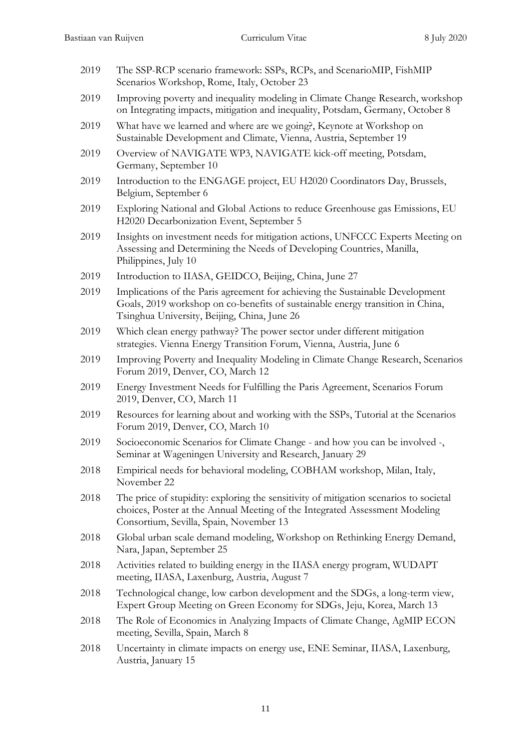2019 The SSP-RCP scenario framework: SSPs, RCPs, and ScenarioMIP, FishMIP Scenarios Workshop, Rome, Italy, October 23

2019 Improving poverty and inequality modeling in Climate Change Research, workshop on Integrating impacts, mitigation and inequality, Potsdam, Germany, October 8

2019 What have we learned and where are we going?, Keynote at Workshop on Sustainable Development and Climate, Vienna, Austria, September 19

2019 Overview of NAVIGATE WP3, NAVIGATE kick-off meeting, Potsdam, Germany, September 10

2019 Introduction to the ENGAGE project, EU H2020 Coordinators Day, Brussels, Belgium, September 6

2019 Exploring National and Global Actions to reduce Greenhouse gas Emissions, EU H2020 Decarbonization Event, September 5

2019 Insights on investment needs for mitigation actions, UNFCCC Experts Meeting on Assessing and Determining the Needs of Developing Countries, Manilla, Philippines, July 10

2019 Introduction to IIASA, GEIDCO, Beijing, China, June 27

2019 Implications of the Paris agreement for achieving the Sustainable Development Goals, 2019 workshop on co-benefits of sustainable energy transition in China, Tsinghua University, Beijing, China, June 26

2019 Which clean energy pathway? The power sector under different mitigation strategies. Vienna Energy Transition Forum, Vienna, Austria, June 6

2019 Improving Poverty and Inequality Modeling in Climate Change Research, Scenarios Forum 2019, Denver, CO, March 12

2019 Energy Investment Needs for Fulfilling the Paris Agreement, Scenarios Forum 2019, Denver, CO, March 11

2019 Resources for learning about and working with the SSPs, Tutorial at the Scenarios Forum 2019, Denver, CO, March 10

2019 Socioeconomic Scenarios for Climate Change - and how you can be involved -, Seminar at Wageningen University and Research, January 29

2018 Empirical needs for behavioral modeling, COBHAM workshop, Milan, Italy, November 22

2018 The price of stupidity: exploring the sensitivity of mitigation scenarios to societal choices, Poster at the Annual Meeting of the Integrated Assessment Modeling Consortium, Sevilla, Spain, November 13

2018 Global urban scale demand modeling, Workshop on Rethinking Energy Demand, Nara, Japan, September 25

2018 Activities related to building energy in the IIASA energy program, WUDAPT meeting, IIASA, Laxenburg, Austria, August 7

2018 Technological change, low carbon development and the SDGs, a long-term view, Expert Group Meeting on Green Economy for SDGs, Jeju, Korea, March 13

2018 The Role of Economics in Analyzing Impacts of Climate Change, AgMIP ECON meeting, Sevilla, Spain, March 8

2018 Uncertainty in climate impacts on energy use, ENE Seminar, IIASA, Laxenburg, Austria, January 15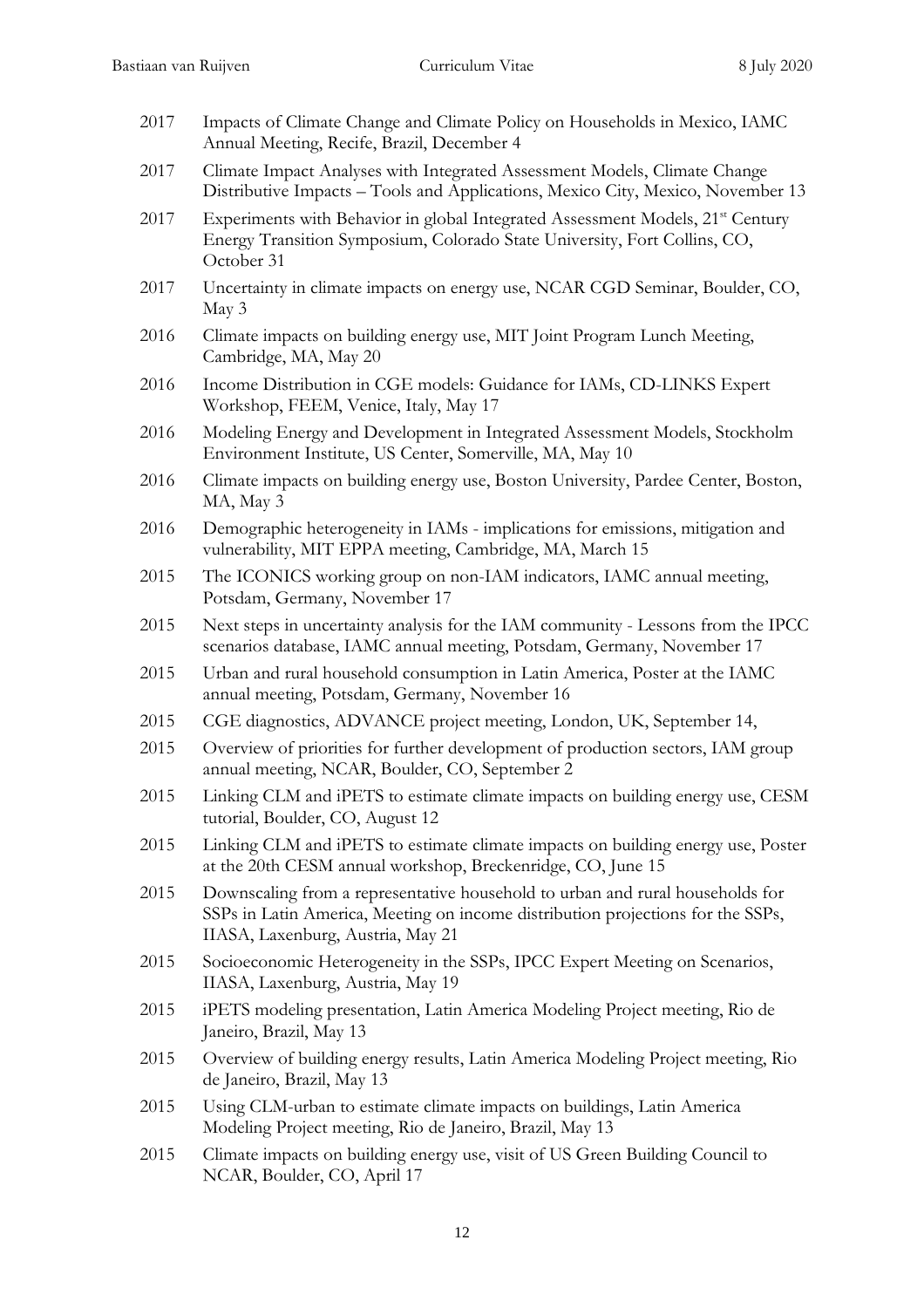2017 Impacts of Climate Change and Climate Policy on Households in Mexico, IAMC Annual Meeting, Recife, Brazil, December 4

2017 Climate Impact Analyses with Integrated Assessment Models, Climate Change Distributive Impacts – Tools and Applications, Mexico City, Mexico, November 13

2017 Experiments with Behavior in global Integrated Assessment Models, 21st Century Energy Transition Symposium, Colorado State University, Fort Collins, CO, October 31

2017 Uncertainty in climate impacts on energy use, NCAR CGD Seminar, Boulder, CO, May 3

2016 Climate impacts on building energy use, MIT Joint Program Lunch Meeting, Cambridge, MA, May 20

2016 Income Distribution in CGE models: Guidance for IAMs, CD-LINKS Expert Workshop, FEEM, Venice, Italy, May 17

2016 Modeling Energy and Development in Integrated Assessment Models, Stockholm Environment Institute, US Center, Somerville, MA, May 10

2016 Climate impacts on building energy use, Boston University, Pardee Center, Boston, MA, May 3

2016 Demographic heterogeneity in IAMs - implications for emissions, mitigation and vulnerability, MIT EPPA meeting, Cambridge, MA, March 15

2015 The ICONICS working group on non-IAM indicators, IAMC annual meeting, Potsdam, Germany, November 17

2015 Next steps in uncertainty analysis for the IAM community - Lessons from the IPCC scenarios database, IAMC annual meeting, Potsdam, Germany, November 17

2015 Urban and rural household consumption in Latin America, Poster at the IAMC annual meeting, Potsdam, Germany, November 16

2015 CGE diagnostics, ADVANCE project meeting, London, UK, September 14,

2015 Overview of priorities for further development of production sectors, IAM group annual meeting, NCAR, Boulder, CO, September 2

2015 Linking CLM and iPETS to estimate climate impacts on building energy use, CESM tutorial, Boulder, CO, August 12

2015 Linking CLM and iPETS to estimate climate impacts on building energy use, Poster at the 20th CESM annual workshop, Breckenridge, CO, June 15

2015 Downscaling from a representative household to urban and rural households for SSPs in Latin America, Meeting on income distribution projections for the SSPs, IIASA, Laxenburg, Austria, May 21

2015 Socioeconomic Heterogeneity in the SSPs, IPCC Expert Meeting on Scenarios, IIASA, Laxenburg, Austria, May 19

2015 iPETS modeling presentation, Latin America Modeling Project meeting, Rio de Janeiro, Brazil, May 13

2015 Overview of building energy results, Latin America Modeling Project meeting, Rio de Janeiro, Brazil, May 13

2015 Using CLM-urban to estimate climate impacts on buildings, Latin America Modeling Project meeting, Rio de Janeiro, Brazil, May 13

2015 Climate impacts on building energy use, visit of US Green Building Council to NCAR, Boulder, CO, April 17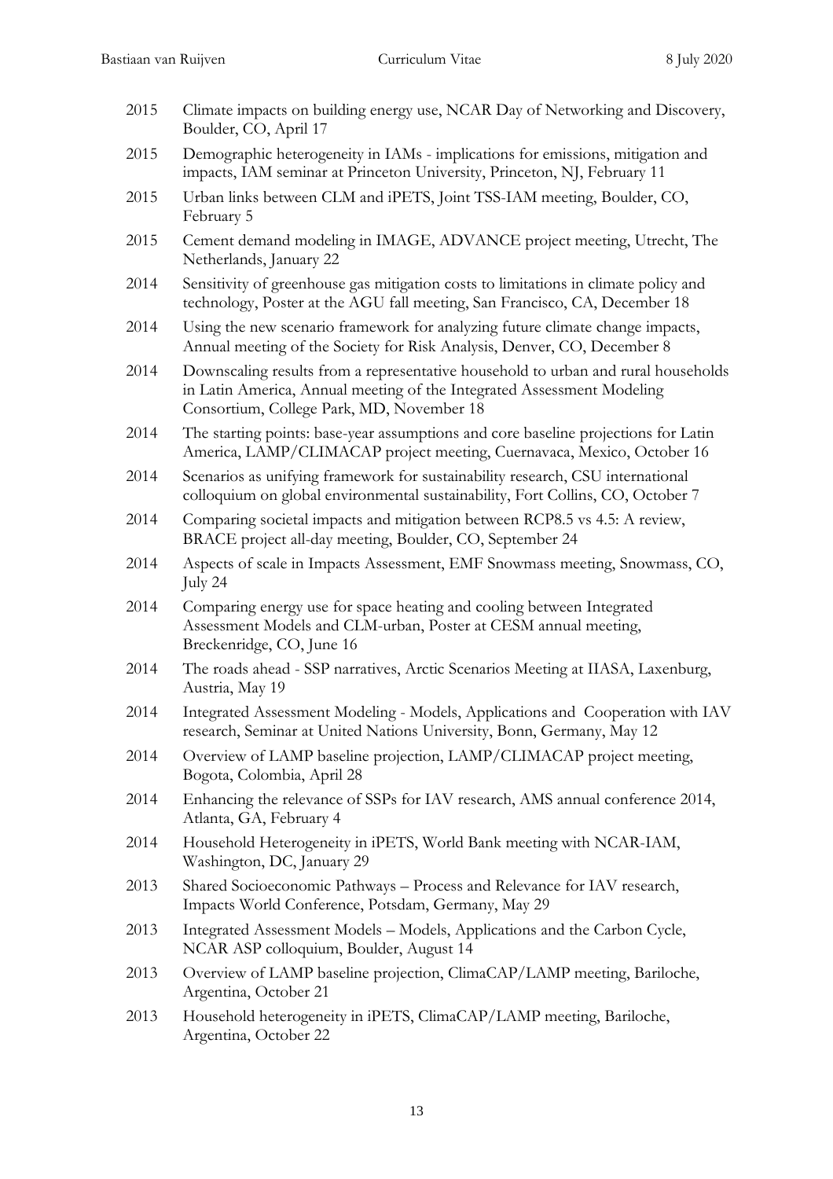2015 Climate impacts on building energy use, NCAR Day of Networking and Discovery, Boulder, CO, April 17

2015 Demographic heterogeneity in IAMs - implications for emissions, mitigation and impacts, IAM seminar at Princeton University, Princeton, NJ, February 11

2015 Urban links between CLM and iPETS, Joint TSS-IAM meeting, Boulder, CO, February 5

2015 Cement demand modeling in IMAGE, ADVANCE project meeting, Utrecht, The Netherlands, January 22

2014 Sensitivity of greenhouse gas mitigation costs to limitations in climate policy and technology, Poster at the AGU fall meeting, San Francisco, CA, December 18

2014 Using the new scenario framework for analyzing future climate change impacts, Annual meeting of the Society for Risk Analysis, Denver, CO, December 8

2014 Downscaling results from a representative household to urban and rural households in Latin America, Annual meeting of the Integrated Assessment Modeling Consortium, College Park, MD, November 18

2014 The starting points: base-year assumptions and core baseline projections for Latin America, LAMP/CLIMACAP project meeting, Cuernavaca, Mexico, October 16

2014 Scenarios as unifying framework for sustainability research, CSU international colloquium on global environmental sustainability, Fort Collins, CO, October 7

2014 Comparing societal impacts and mitigation between RCP8.5 vs 4.5: A review, BRACE project all-day meeting, Boulder, CO, September 24

2014 Aspects of scale in Impacts Assessment, EMF Snowmass meeting, Snowmass, CO, July 24

2014 Comparing energy use for space heating and cooling between Integrated Assessment Models and CLM-urban, Poster at CESM annual meeting, Breckenridge, CO, June 16

2014 The roads ahead - SSP narratives, Arctic Scenarios Meeting at IIASA, Laxenburg, Austria, May 19

2014 Integrated Assessment Modeling - Models, Applications and Cooperation with IAV research, Seminar at United Nations University, Bonn, Germany, May 12

2014 Overview of LAMP baseline projection, LAMP/CLIMACAP project meeting, Bogota, Colombia, April 28

2014 Enhancing the relevance of SSPs for IAV research, AMS annual conference 2014, Atlanta, GA, February 4

2014 Household Heterogeneity in iPETS, World Bank meeting with NCAR-IAM, Washington, DC, January 29

2013 Shared Socioeconomic Pathways – Process and Relevance for IAV research, Impacts World Conference, Potsdam, Germany, May 29

2013 Integrated Assessment Models – Models, Applications and the Carbon Cycle, NCAR ASP colloquium, Boulder, August 14

2013 Overview of LAMP baseline projection, ClimaCAP/LAMP meeting, Bariloche, Argentina, October 21

2013 Household heterogeneity in iPETS, ClimaCAP/LAMP meeting, Bariloche, Argentina, October 22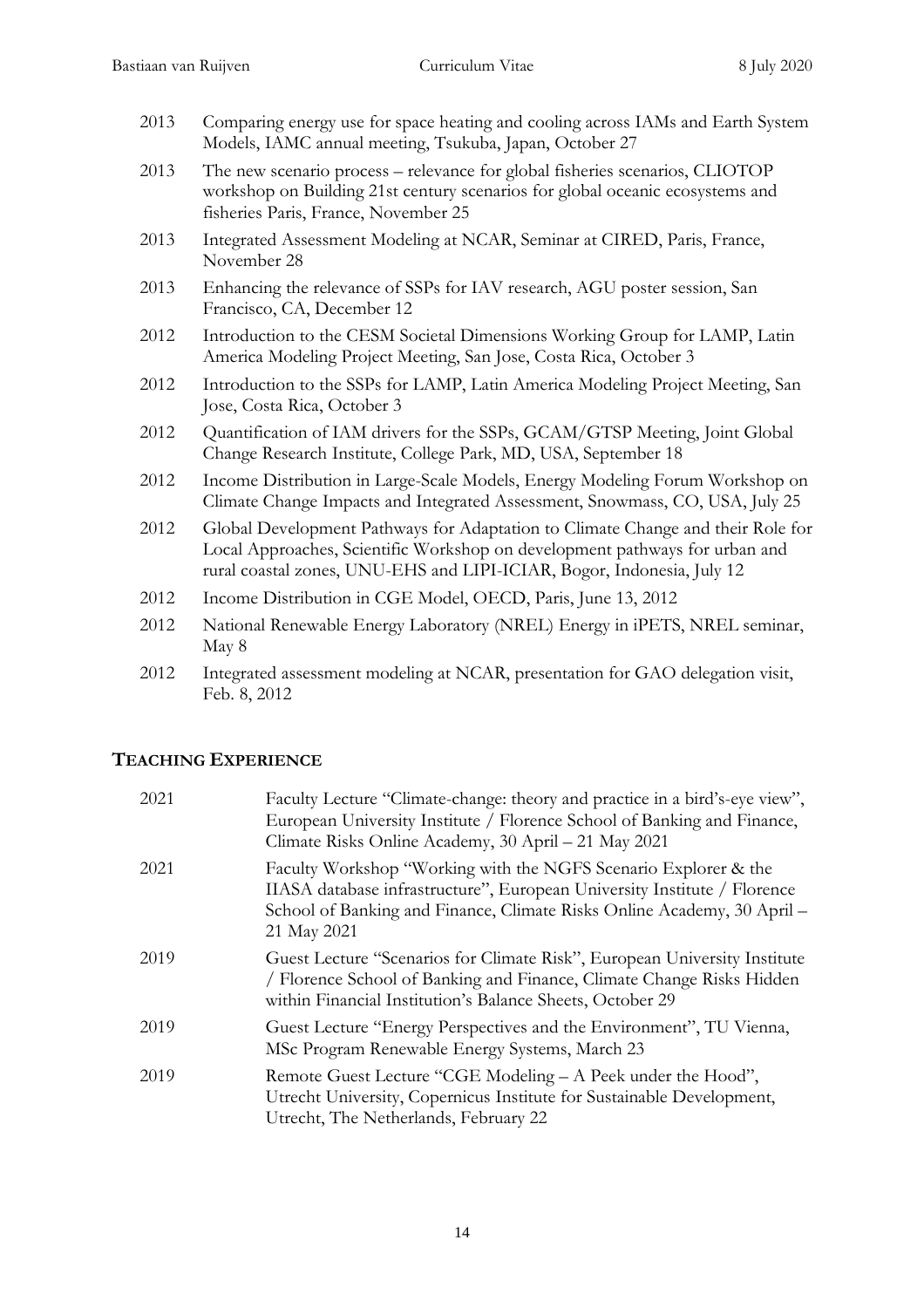2013 Comparing energy use for space heating and cooling across IAMs and Earth System Models, IAMC annual meeting, Tsukuba, Japan, October 27

2013 The new scenario process – relevance for global fisheries scenarios, CLIOTOP workshop on Building 21st century scenarios for global oceanic ecosystems and fisheries Paris, France, November 25

2013 Integrated Assessment Modeling at NCAR, Seminar at CIRED, Paris, France, November 28

2013 Enhancing the relevance of SSPs for IAV research, AGU poster session, San Francisco, CA, December 12

2012 Introduction to the CESM Societal Dimensions Working Group for LAMP, Latin America Modeling Project Meeting, San Jose, Costa Rica, October 3

2012 Introduction to the SSPs for LAMP, Latin America Modeling Project Meeting, San Jose, Costa Rica, October 3

2012 Quantification of IAM drivers for the SSPs, GCAM/GTSP Meeting, Joint Global Change Research Institute, College Park, MD, USA, September 18

2012 Income Distribution in Large-Scale Models, Energy Modeling Forum Workshop on Climate Change Impacts and Integrated Assessment, Snowmass, CO, USA, July 25

2012 Global Development Pathways for Adaptation to Climate Change and their Role for Local Approaches, Scientific Workshop on development pathways for urban and rural coastal zones, UNU-EHS and LIPI-ICIAR, Bogor, Indonesia, July 12

2012 Income Distribution in CGE Model, OECD, Paris, June 13, 2012

2012 National Renewable Energy Laboratory (NREL) Energy in iPETS, NREL seminar, May 8

2012 Integrated assessment modeling at NCAR, presentation for GAO delegation visit, Feb. 8, 2012

## TEACHING EXPERIENCE

2021 Faculty Lecture "Climate-change: theory and practice in a bird's-eye view", European University Institute / Florence School of Banking and Finance, Climate Risks Online Academy, 30 April – 21 May 2021

2021 Faculty Workshop "Working with the NGFS Scenario Explorer & the IIASA database infrastructure", European University Institute / Florence School of Banking and Finance, Climate Risks Online Academy, 30 April – 21 May 2021

2019 Guest Lecture "Scenarios for Climate Risk", European University Institute / Florence School of Banking and Finance, Climate Change Risks Hidden within Financial Institution's Balance Sheets, October 29

2019 Guest Lecture "Energy Perspectives and the Environment", TU Vienna, MSc Program Renewable Energy Systems, March 23

2019 Remote Guest Lecture "CGE Modeling – A Peek under the Hood", Utrecht University, Copernicus Institute for Sustainable Development, Utrecht, The Netherlands, February 22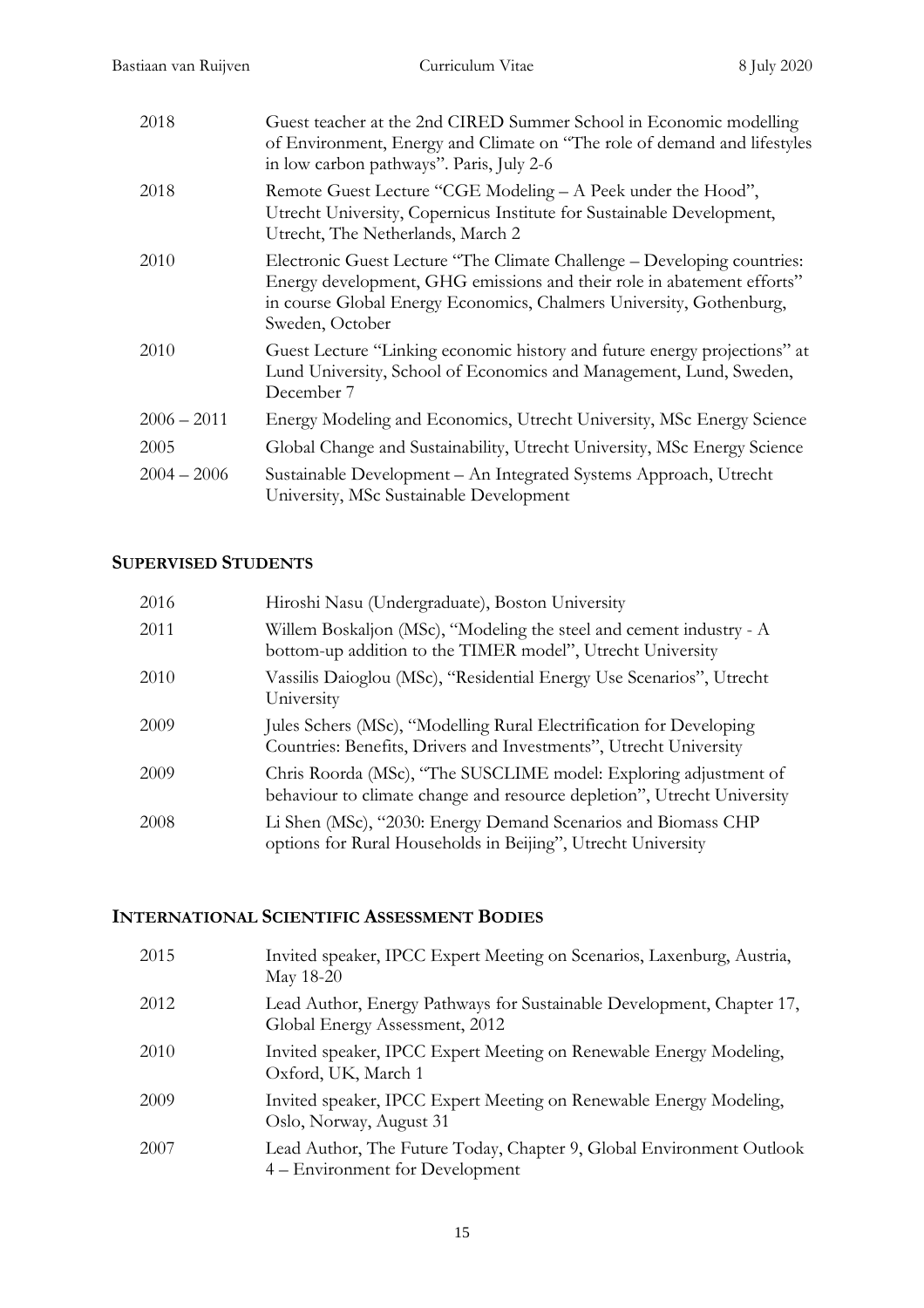| | |
|---|---|
| 2018 | Guest teacher at the 2nd CIRED Summer School in Economic modelling of Environment, Energy and Climate on "The role of demand and lifestyles in low carbon pathways". Paris, July 2-6 |
| 2018 | Remote Guest Lecture "CGE Modeling – A Peek under the Hood", Utrecht University, Copernicus Institute for Sustainable Development, Utrecht, The Netherlands, March 2 |
| 2010 | Electronic Guest Lecture "The Climate Challenge – Developing countries: Energy development, GHG emissions and their role in abatement efforts" in course Global Energy Economics, Chalmers University, Gothenburg, Sweden, October |
| 2010 | Guest Lecture "Linking economic history and future energy projections" at Lund University, School of Economics and Management, Lund, Sweden, December 7 |
| 2006 – 2011 | Energy Modeling and Economics, Utrecht University, MSc Energy Science |
| 2005 | Global Change and Sustainability, Utrecht University, MSc Energy Science |
| 2004 – 2006 | Sustainable Development – An Integrated Systems Approach, Utrecht University, MSc Sustainable Development |

## SUPERVISED STUDENTS

| | |
|---|---|
| 2016 | Hiroshi Nasu (Undergraduate), Boston University |
| 2011 | Willem Boskaljon (MSc), "Modeling the steel and cement industry - A bottom-up addition to the TIMER model", Utrecht University |
| 2010 | Vassilis Daioglou (MSc), "Residential Energy Use Scenarios", Utrecht University |
| 2009 | Jules Schers (MSc), "Modelling Rural Electrification for Developing Countries: Benefits, Drivers and Investments", Utrecht University |
| 2009 | Chris Roorda (MSc), "The SUSCLIME model: Exploring adjustment of behaviour to climate change and resource depletion", Utrecht University |
| 2008 | Li Shen (MSc), "2030: Energy Demand Scenarios and Biomass CHP options for Rural Households in Beijing", Utrecht University |

## INTERNATIONAL SCIENTIFIC ASSESSMENT BODIES

| | |
|---|---|
| 2015 | Invited speaker, IPCC Expert Meeting on Scenarios, Laxenburg, Austria, May 18-20 |
| 2012 | Lead Author, Energy Pathways for Sustainable Development, Chapter 17, Global Energy Assessment, 2012 |
| 2010 | Invited speaker, IPCC Expert Meeting on Renewable Energy Modeling, Oxford, UK, March 1 |
| 2009 | Invited speaker, IPCC Expert Meeting on Renewable Energy Modeling, Oslo, Norway, August 31 |
| 2007 | Lead Author, The Future Today, Chapter 9, Global Environment Outlook 4 – Environment for Development |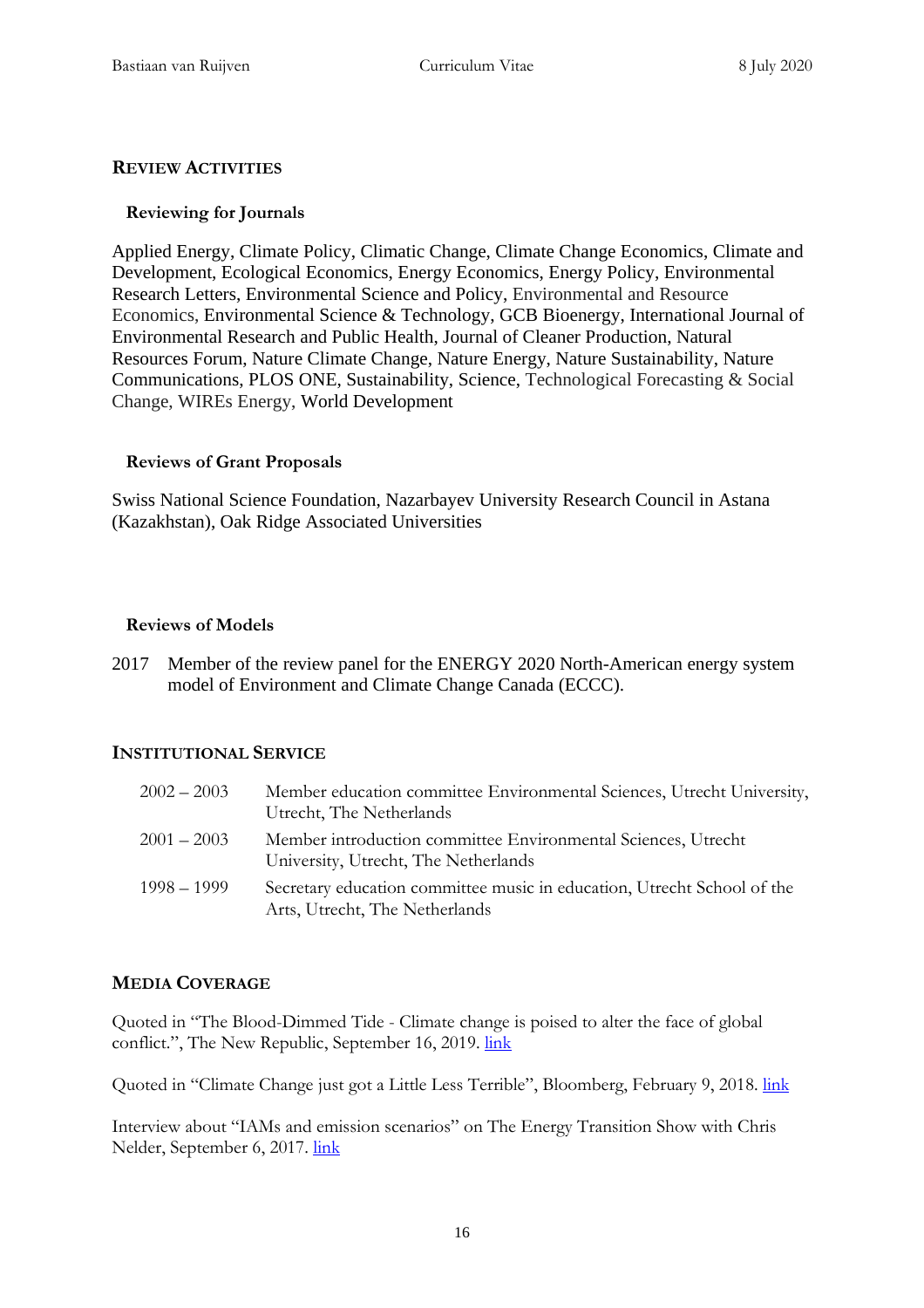## Review Activities

### Reviewing for Journals

Applied Energy, Climate Policy, Climatic Change, Climate Change Economics, Climate and Development, Ecological Economics, Energy Economics, Energy Policy, Environmental Research Letters, Environmental Science and Policy, Environmental and Resource Economics, Environmental Science & Technology, GCB Bioenergy, International Journal of Environmental Research and Public Health, Journal of Cleaner Production, Natural Resources Forum, Nature Climate Change, Nature Energy, Nature Sustainability, Nature Communications, PLOS ONE, Sustainability, Science, Technological Forecasting & Social Change, WIREs Energy, World Development

### Reviews of Grant Proposals

Swiss National Science Foundation, Nazarbayev University Research Council in Astana (Kazakhstan), Oak Ridge Associated Universities

### Reviews of Models

2017 Member of the review panel for the ENERGY 2020 North-American energy system model of Environment and Climate Change Canada (ECCC).

## Institutional Service

| | |
|---|---|
| 2002 – 2003 | Member education committee Environmental Sciences, Utrecht University, Utrecht, The Netherlands |
| 2001 – 2003 | Member introduction committee Environmental Sciences, Utrecht University, Utrecht, The Netherlands |
| 1998 – 1999 | Secretary education committee music in education, Utrecht School of the Arts, Utrecht, The Netherlands |

## Media Coverage

Quoted in "The Blood-Dimmed Tide - Climate change is poised to alter the face of global conflict.", The New Republic, September 16, 2019. link

Quoted in "Climate Change just got a Little Less Terrible", Bloomberg, February 9, 2018. link

Interview about "IAMs and emission scenarios" on The Energy Transition Show with Chris Nelder, September 6, 2017. link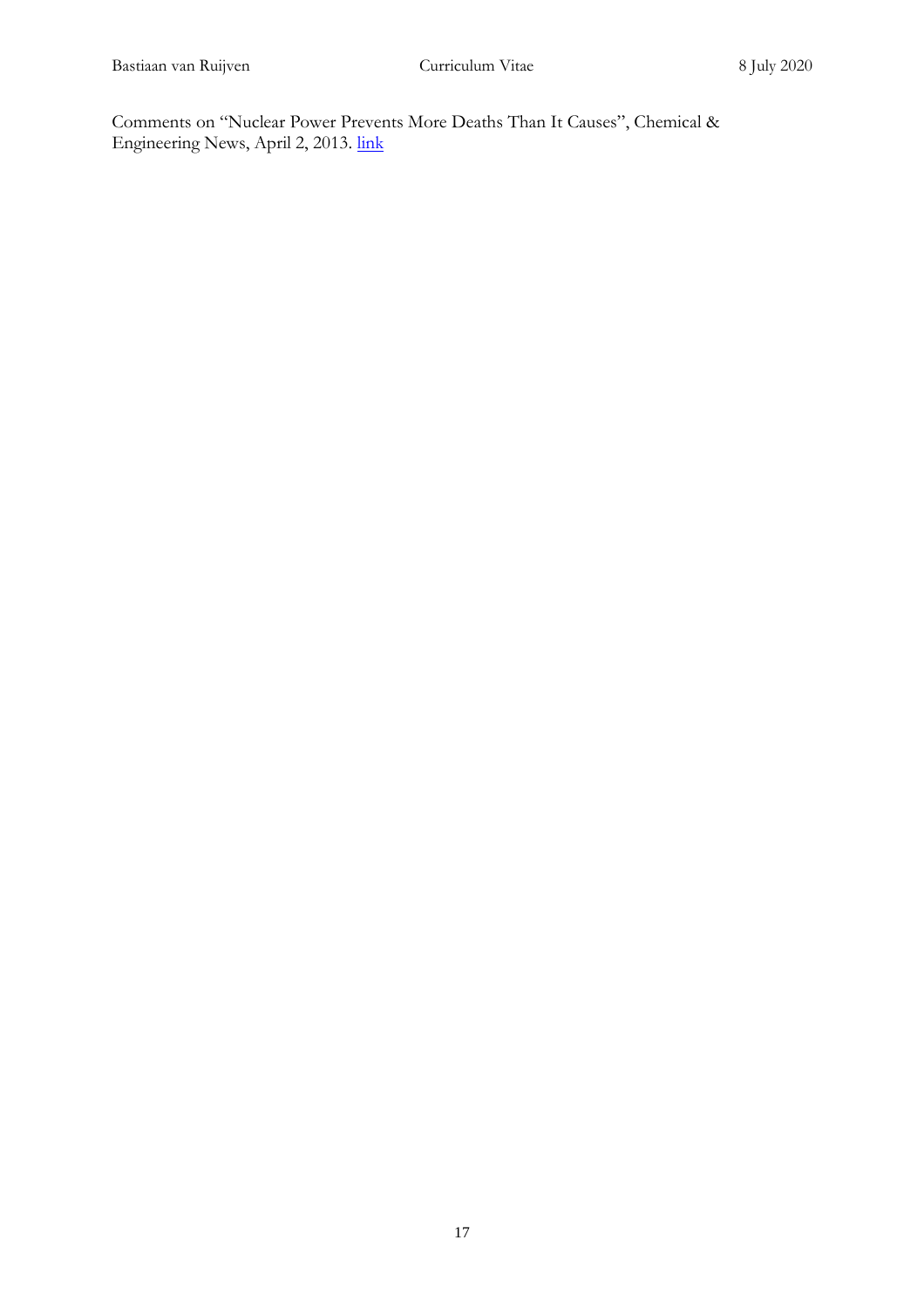Comments on "Nuclear Power Prevents More Deaths Than It Causes", Chemical & Engineering News, April 2, 2013. link